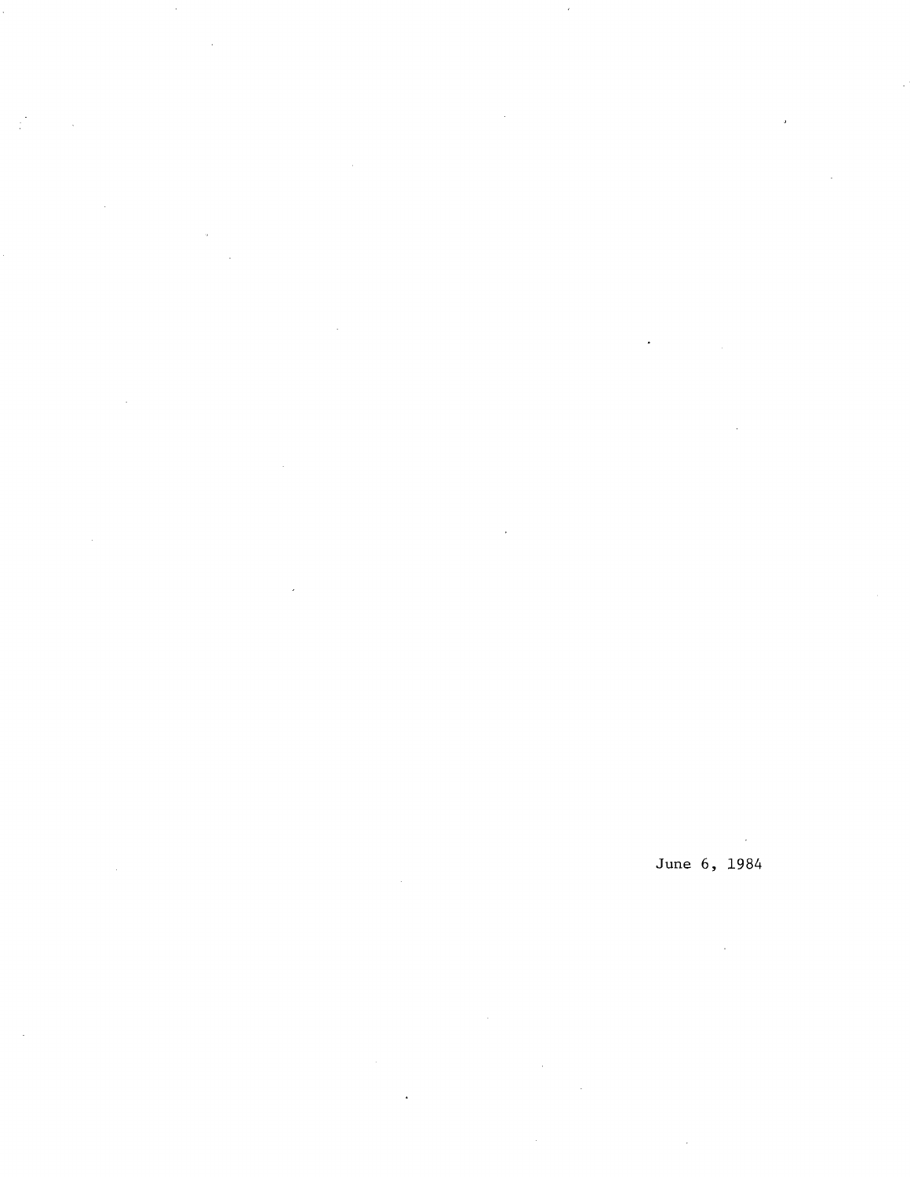June 6, 1984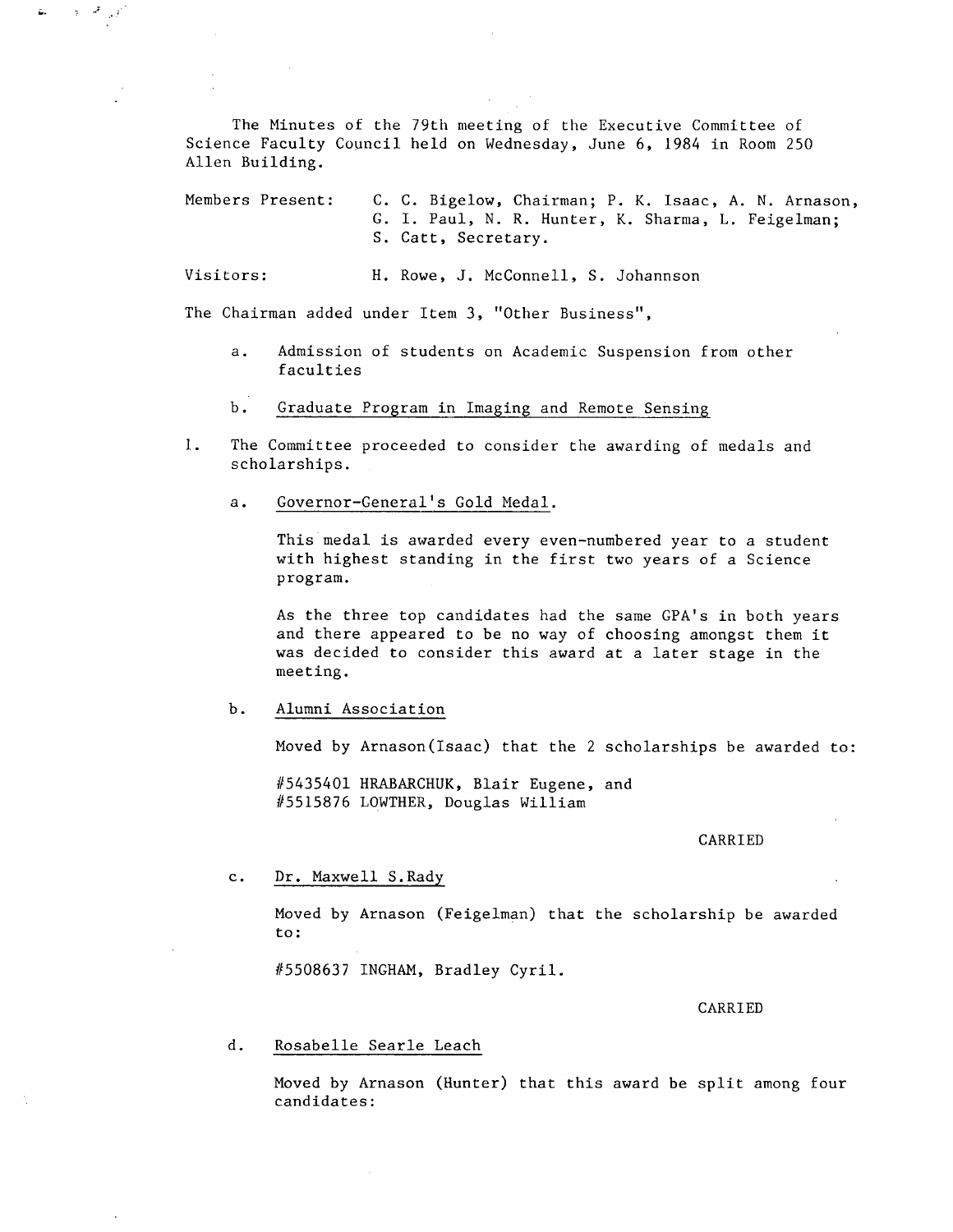The Minutes of the 79th meeting of the Executive Committee of Science Faculty Council held on Wednesday, June 6, 1984 in Room 250 Allen Building.

Members Present: C. C. Bigelow, Chairman; P. K. Isaac, A. N. Arnason, G. I. Paul, N. R. Hunter, K. Sharma, L. Feigelman; S. Catt, Secretary.

Visitors: H. Rowe, J. McConnell, S. Johannson

The Chairman added under Item 3, "Other Business",

a. Admission of students on Academic Suspension from other faculties

b. <u>Graduate Program in Imaging and Remote Sensing</u>

1. The Committee proceeded to consider the awarding of medals and scholarships.

   a. <u>Governor-General's Gold Medal.</u>

      This medal is awarded every even-numbered year to a student with highest standing in the first two years of a Science program.

      As the three top candidates had the same GPA's in both years and there appeared to be no way of choosing amongst them it was decided to consider this award at a later stage in the meeting.

   b. <u>Alumni Association</u>

      Moved by Arnason(Isaac) that the 2 scholarships be awarded to:

      #5435401 HRABARCHUK, Blair Eugene, and
      #5515876 LOWTHER, Douglas William

      CARRIED

   c. <u>Dr. Maxwell S.Rady</u>

      Moved by Arnason (Feigelman) that the scholarship be awarded to:

      #5508637 INGHAM, Bradley Cyril.

      CARRIED

   d. <u>Rosabelle Searle Leach</u>

      Moved by Arnason (Hunter) that this award be split among four candidates: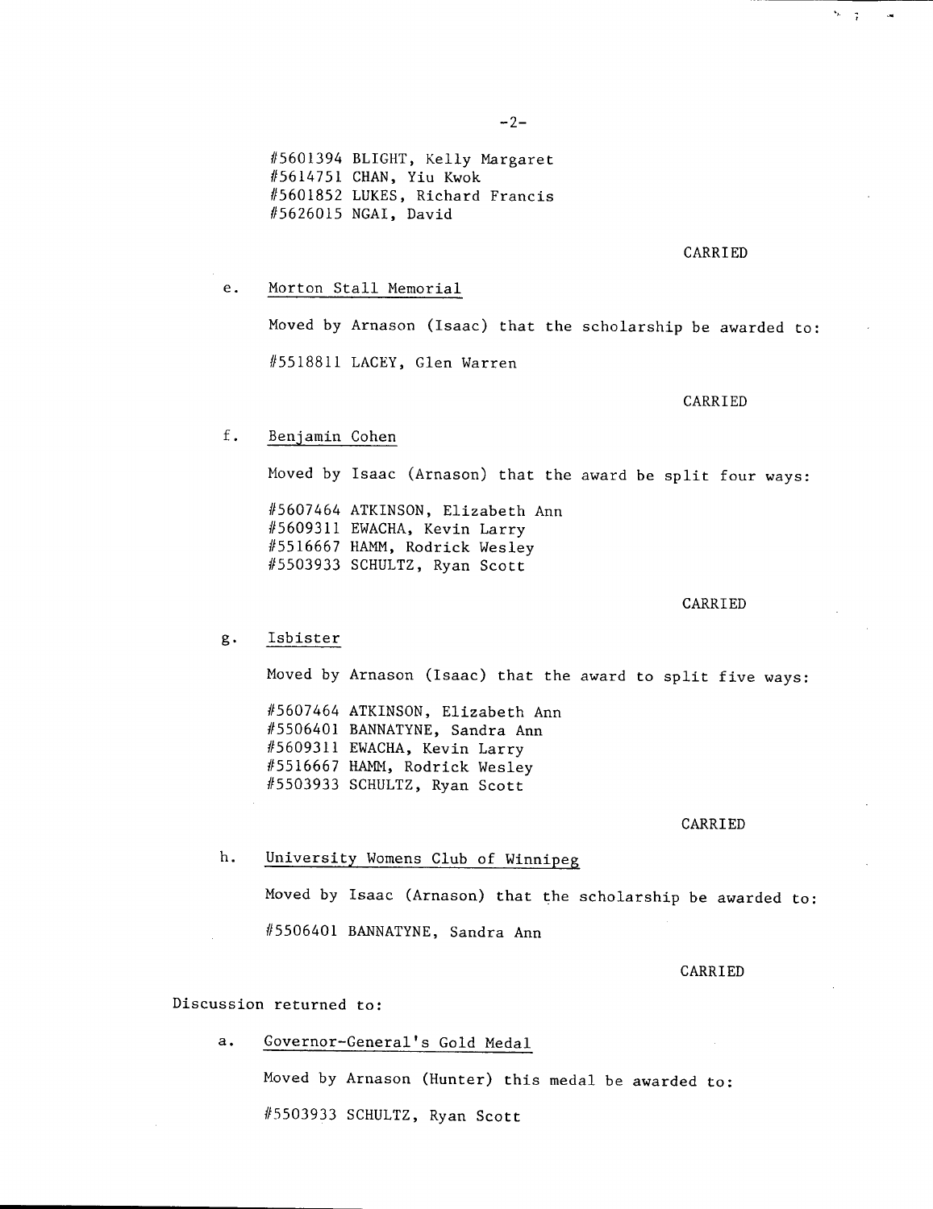#5601394 BLIGHT, Kelly Margaret
#5614751 CHAN, Yiu Kwok
#5601852 LUKES, Richard Francis
#5626015 NGAI, David

CARRIED

e. Morton Stall Memorial

Moved by Arnason (Isaac) that the scholarship be awarded to:

#5518811 LACEY, Glen Warren

CARRIED

f. Benjamin Cohen

Moved by Isaac (Arnason) that the award be split four ways:

#5607464 ATKINSON, Elizabeth Ann
#5609311 EWACHA, Kevin Larry
#5516667 HAMM, Rodrick Wesley
#5503933 SCHULTZ, Ryan Scott

CARRIED

g. Isbister

Moved by Arnason (Isaac) that the award to split five ways:

#5607464 ATKINSON, Elizabeth Ann
#5506401 BANNATYNE, Sandra Ann
#5609311 EWACHA, Kevin Larry
#5516667 HAMM, Rodrick Wesley
#5503933 SCHULTZ, Ryan Scott

CARRIED

h. University Womens Club of Winnipeg

Moved by Isaac (Arnason) that the scholarship be awarded to:

#5506401 BANNATYNE, Sandra Ann

CARRIED

Discussion returned to:

a. Governor-General's Gold Medal

Moved by Arnason (Hunter) this medal be awarded to:

#5503933 SCHULTZ, Ryan Scott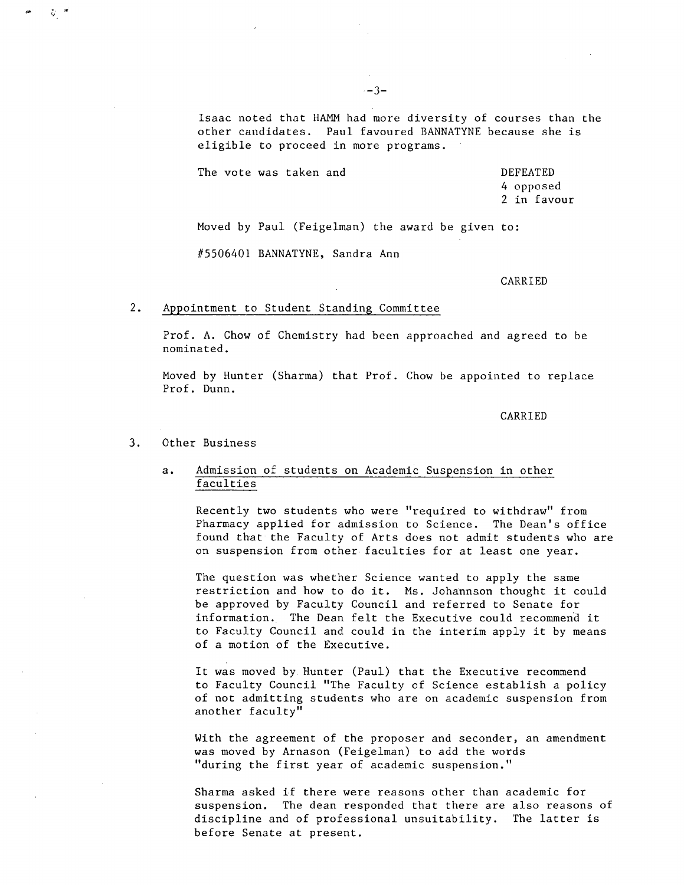Isaac noted that HAMM had more diversity of courses than the other candidates. Paul favoured BANNATYNE because she is eligible to proceed in more programs.

The vote was taken and

DEFEATED
4 opposed
2 in favour

Moved by Paul (Feigelman) the award be given to:

#5506401 BANNATYNE, Sandra Ann

CARRIED

2. Appointment to Student Standing Committee

Prof. A. Chow of Chemistry had been approached and agreed to be nominated.

Moved by Hunter (Sharma) that Prof. Chow be appointed to replace Prof. Dunn.

CARRIED

3. Other Business

a. Admission of students on Academic Suspension in other faculties

Recently two students who were "required to withdraw" from Pharmacy applied for admission to Science. The Dean's office found that the Faculty of Arts does not admit students who are on suspension from other faculties for at least one year.

The question was whether Science wanted to apply the same restriction and how to do it. Ms. Johannson thought it could be approved by Faculty Council and referred to Senate for information. The Dean felt the Executive could recommend it to Faculty Council and could in the interim apply it by means of a motion of the Executive.

It was moved by Hunter (Paul) that the Executive recommend to Faculty Council "The Faculty of Science establish a policy of not admitting students who are on academic suspension from another faculty"

With the agreement of the proposer and seconder, an amendment was moved by Arnason (Feigelman) to add the words "during the first year of academic suspension."

Sharma asked if there were reasons other than academic for suspension. The dean responded that there are also reasons of discipline and of professional unsuitability. The latter is before Senate at present.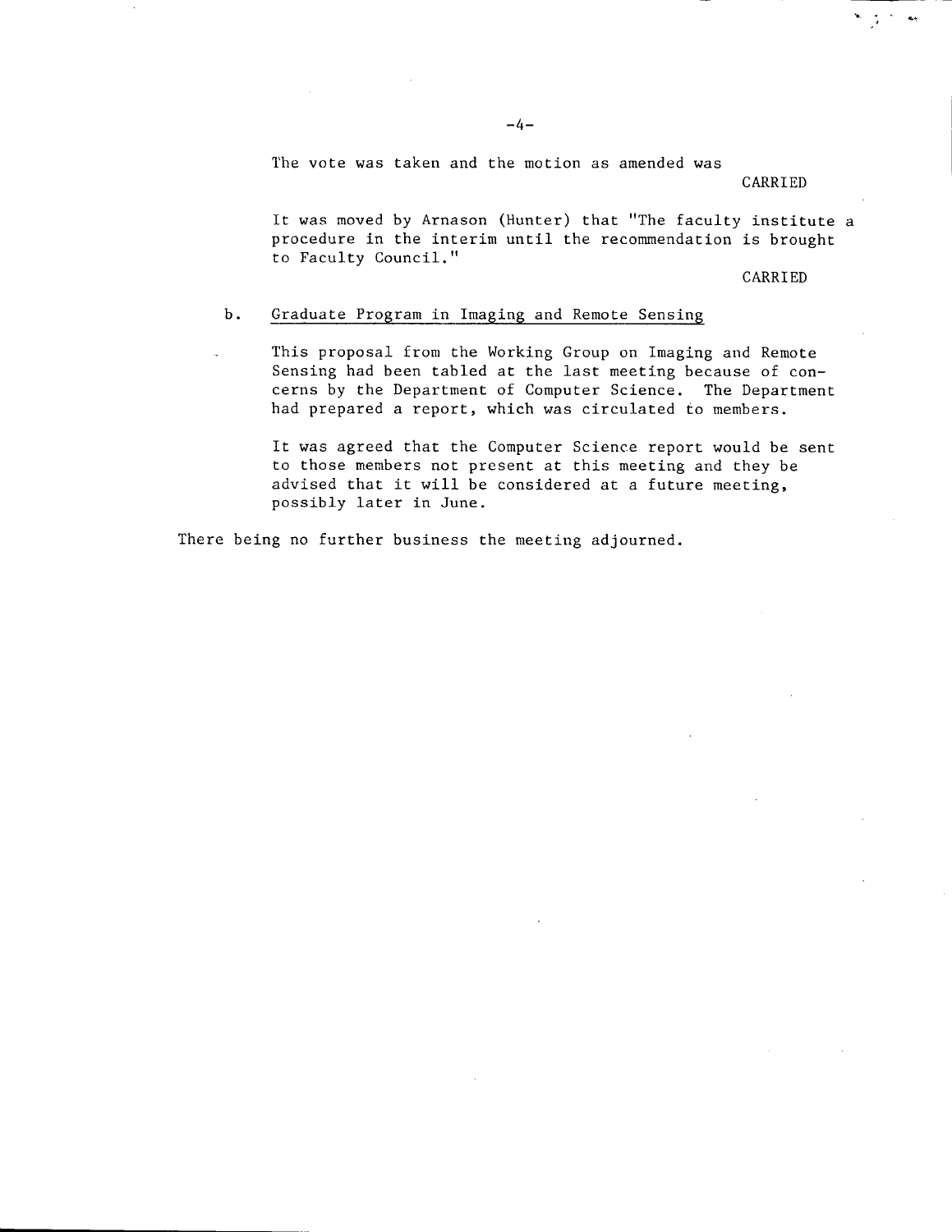The vote was taken and the motion as amended was

CARRIED

It was moved by Arnason (Hunter) that "The faculty institute a procedure in the interim until the recommendation is brought to Faculty Council."

CARRIED

b. Graduate Program in Imaging and Remote Sensing

This proposal from the Working Group on Imaging and Remote Sensing had been tabled at the last meeting because of concerns by the Department of Computer Science. The Department had prepared a report, which was circulated to members.

It was agreed that the Computer Science report would be sent to those members not present at this meeting and they be advised that it will be considered at a future meeting, possibly later in June.

There being no further business the meeting adjourned.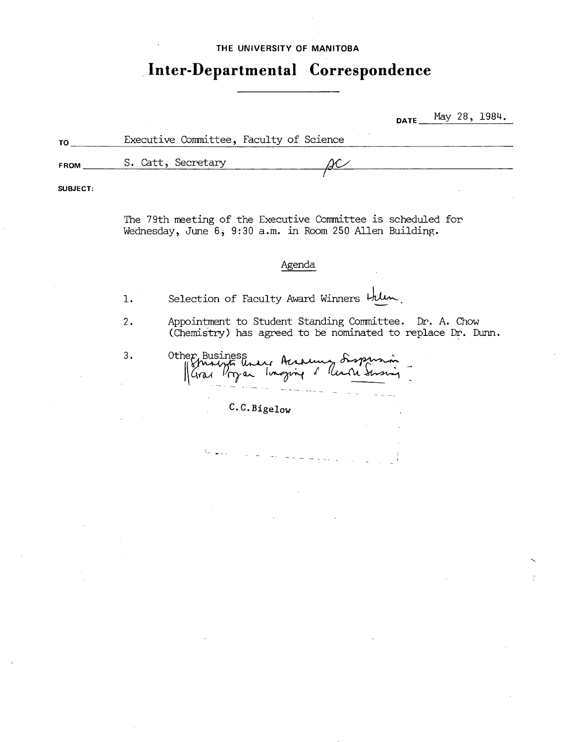THE UNIVERSITY OF MANITOBA

# Inter-Departmental Correspondence

DATE May 28, 1984.

TO Executive Committee, Faculty of Science

FROM S. Catt, Secretary *SC*

SUBJECT:

The 79th meeting of the Executive Committee is scheduled for Wednesday, June 6, 9:30 a.m. in Room 250 Allen Building.

Agenda

1. Selection of Faculty Award Winners *Helen*.

2. Appointment to Student Standing Committee. Dr. A. Chow (Chemistry) has agreed to be nominated to replace Dr. Dunn.

3. Other Business *Students Under Academic Suspension – Grad Program Imaging & Remote Sensing –*

C.C.Bigelow